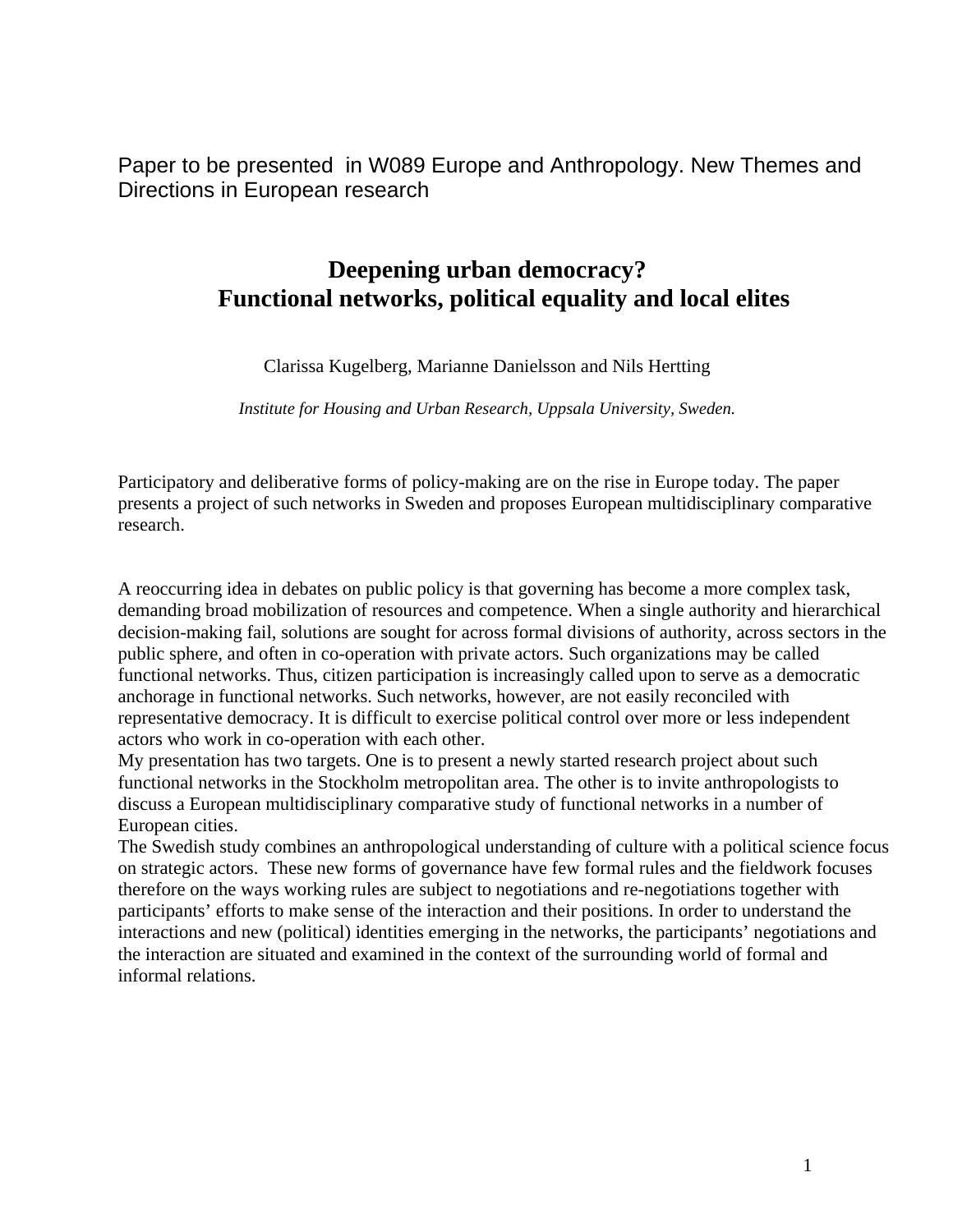Paper to be presented  in W089 Europe and Anthropology. New Themes and Directions in European research

# Deepening urban democracy?
# Functional networks, political equality and local elites

Clarissa Kugelberg, Marianne Danielsson and Nils Hertting

*Institute for Housing and Urban Research, Uppsala University, Sweden.*

Participatory and deliberative forms of policy-making are on the rise in Europe today. The paper presents a project of such networks in Sweden and proposes European multidisciplinary comparative research.

A reoccurring idea in debates on public policy is that governing has become a more complex task, demanding broad mobilization of resources and competence. When a single authority and hierarchical decision-making fail, solutions are sought for across formal divisions of authority, across sectors in the public sphere, and often in co-operation with private actors. Such organizations may be called functional networks. Thus, citizen participation is increasingly called upon to serve as a democratic anchorage in functional networks. Such networks, however, are not easily reconciled with representative democracy. It is difficult to exercise political control over more or less independent actors who work in co-operation with each other.

My presentation has two targets. One is to present a newly started research project about such functional networks in the Stockholm metropolitan area. The other is to invite anthropologists to discuss a European multidisciplinary comparative study of functional networks in a number of European cities.

The Swedish study combines an anthropological understanding of culture with a political science focus on strategic actors.  These new forms of governance have few formal rules and the fieldwork focuses therefore on the ways working rules are subject to negotiations and re-negotiations together with participants' efforts to make sense of the interaction and their positions. In order to understand the interactions and new (political) identities emerging in the networks, the participants' negotiations and the interaction are situated and examined in the context of the surrounding world of formal and informal relations.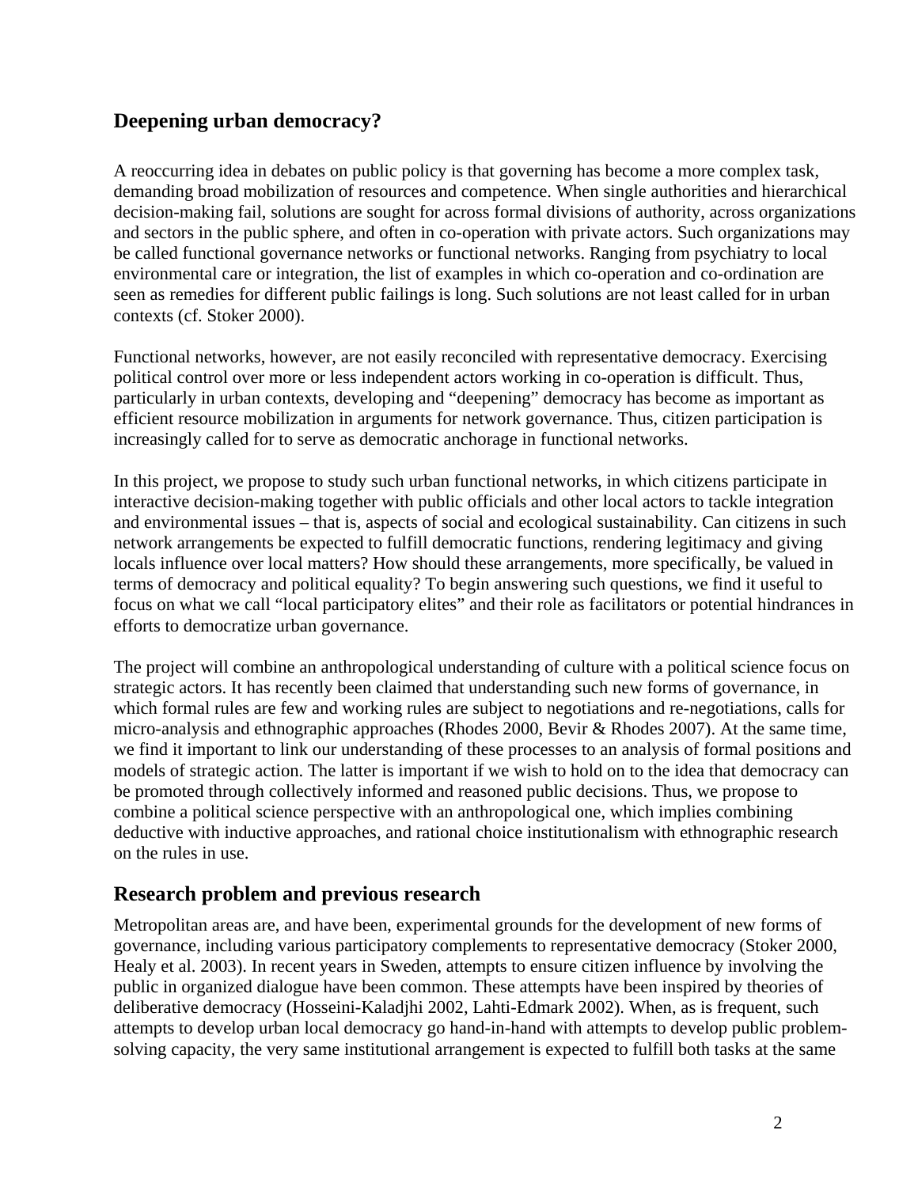## Deepening urban democracy?

A reoccurring idea in debates on public policy is that governing has become a more complex task, demanding broad mobilization of resources and competence. When single authorities and hierarchical decision-making fail, solutions are sought for across formal divisions of authority, across organizations and sectors in the public sphere, and often in co-operation with private actors. Such organizations may be called functional governance networks or functional networks. Ranging from psychiatry to local environmental care or integration, the list of examples in which co-operation and co-ordination are seen as remedies for different public failings is long. Such solutions are not least called for in urban contexts (cf. Stoker 2000).

Functional networks, however, are not easily reconciled with representative democracy. Exercising political control over more or less independent actors working in co-operation is difficult. Thus, particularly in urban contexts, developing and "deepening" democracy has become as important as efficient resource mobilization in arguments for network governance. Thus, citizen participation is increasingly called for to serve as democratic anchorage in functional networks.

In this project, we propose to study such urban functional networks, in which citizens participate in interactive decision-making together with public officials and other local actors to tackle integration and environmental issues – that is, aspects of social and ecological sustainability. Can citizens in such network arrangements be expected to fulfill democratic functions, rendering legitimacy and giving locals influence over local matters? How should these arrangements, more specifically, be valued in terms of democracy and political equality? To begin answering such questions, we find it useful to focus on what we call "local participatory elites" and their role as facilitators or potential hindrances in efforts to democratize urban governance.

The project will combine an anthropological understanding of culture with a political science focus on strategic actors. It has recently been claimed that understanding such new forms of governance, in which formal rules are few and working rules are subject to negotiations and re-negotiations, calls for micro-analysis and ethnographic approaches (Rhodes 2000, Bevir & Rhodes 2007). At the same time, we find it important to link our understanding of these processes to an analysis of formal positions and models of strategic action. The latter is important if we wish to hold on to the idea that democracy can be promoted through collectively informed and reasoned public decisions. Thus, we propose to combine a political science perspective with an anthropological one, which implies combining deductive with inductive approaches, and rational choice institutionalism with ethnographic research on the rules in use.

## Research problem and previous research

Metropolitan areas are, and have been, experimental grounds for the development of new forms of governance, including various participatory complements to representative democracy (Stoker 2000, Healy et al. 2003). In recent years in Sweden, attempts to ensure citizen influence by involving the public in organized dialogue have been common. These attempts have been inspired by theories of deliberative democracy (Hosseini-Kaladjhi 2002, Lahti-Edmark 2002). When, as is frequent, such attempts to develop urban local democracy go hand-in-hand with attempts to develop public problem-solving capacity, the very same institutional arrangement is expected to fulfill both tasks at the same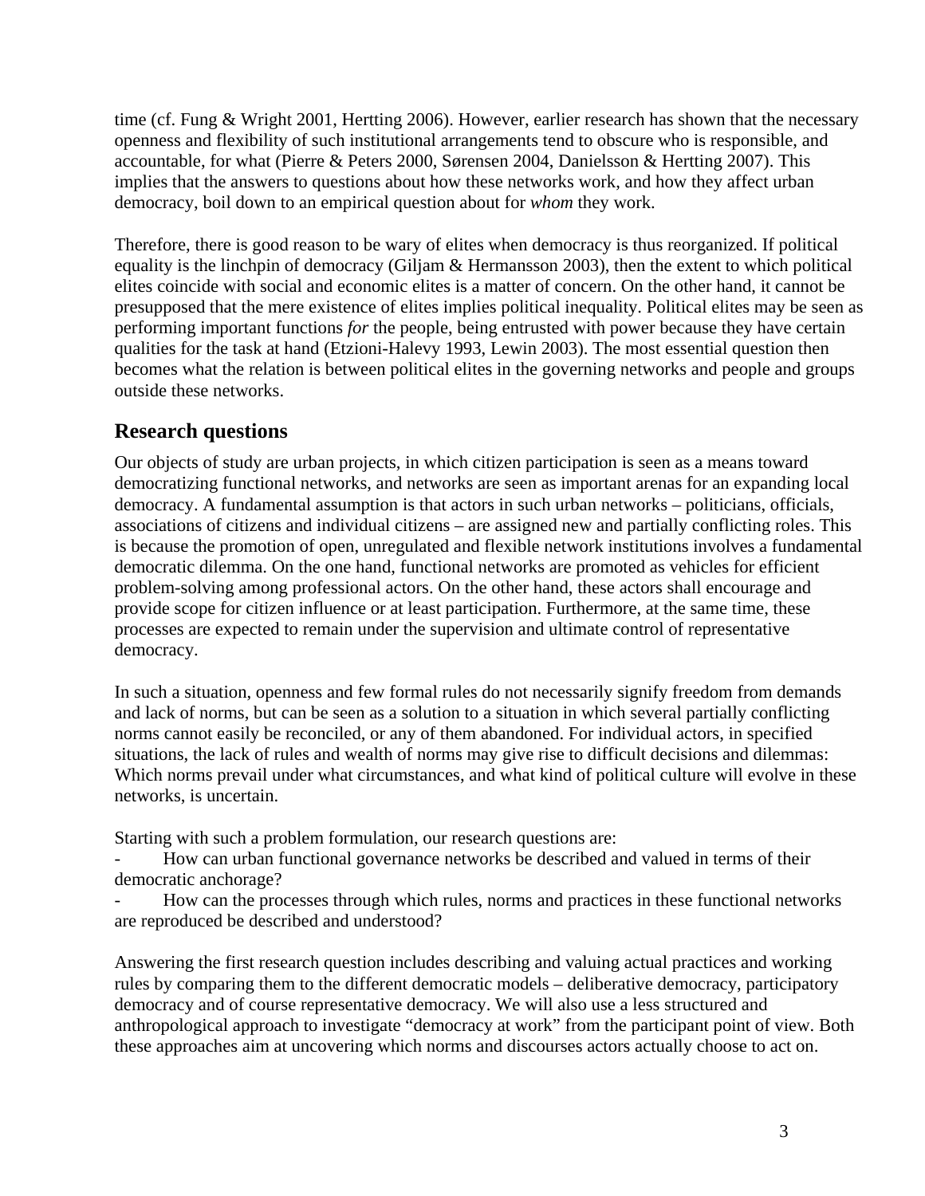time (cf. Fung & Wright 2001, Hertting 2006). However, earlier research has shown that the necessary openness and flexibility of such institutional arrangements tend to obscure who is responsible, and accountable, for what (Pierre & Peters 2000, Sørensen 2004, Danielsson & Hertting 2007). This implies that the answers to questions about how these networks work, and how they affect urban democracy, boil down to an empirical question about for *whom* they work.

Therefore, there is good reason to be wary of elites when democracy is thus reorganized. If political equality is the linchpin of democracy (Giljam & Hermansson 2003), then the extent to which political elites coincide with social and economic elites is a matter of concern. On the other hand, it cannot be presupposed that the mere existence of elites implies political inequality. Political elites may be seen as performing important functions *for* the people, being entrusted with power because they have certain qualities for the task at hand (Etzioni-Halevy 1993, Lewin 2003). The most essential question then becomes what the relation is between political elites in the governing networks and people and groups outside these networks.

## Research questions

Our objects of study are urban projects, in which citizen participation is seen as a means toward democratizing functional networks, and networks are seen as important arenas for an expanding local democracy. A fundamental assumption is that actors in such urban networks – politicians, officials, associations of citizens and individual citizens – are assigned new and partially conflicting roles. This is because the promotion of open, unregulated and flexible network institutions involves a fundamental democratic dilemma. On the one hand, functional networks are promoted as vehicles for efficient problem-solving among professional actors. On the other hand, these actors shall encourage and provide scope for citizen influence or at least participation. Furthermore, at the same time, these processes are expected to remain under the supervision and ultimate control of representative democracy.

In such a situation, openness and few formal rules do not necessarily signify freedom from demands and lack of norms, but can be seen as a solution to a situation in which several partially conflicting norms cannot easily be reconciled, or any of them abandoned. For individual actors, in specified situations, the lack of rules and wealth of norms may give rise to difficult decisions and dilemmas: Which norms prevail under what circumstances, and what kind of political culture will evolve in these networks, is uncertain.

Starting with such a problem formulation, our research questions are:

- How can urban functional governance networks be described and valued in terms of their democratic anchorage?
- How can the processes through which rules, norms and practices in these functional networks are reproduced be described and understood?

Answering the first research question includes describing and valuing actual practices and working rules by comparing them to the different democratic models – deliberative democracy, participatory democracy and of course representative democracy. We will also use a less structured and anthropological approach to investigate "democracy at work" from the participant point of view. Both these approaches aim at uncovering which norms and discourses actors actually choose to act on.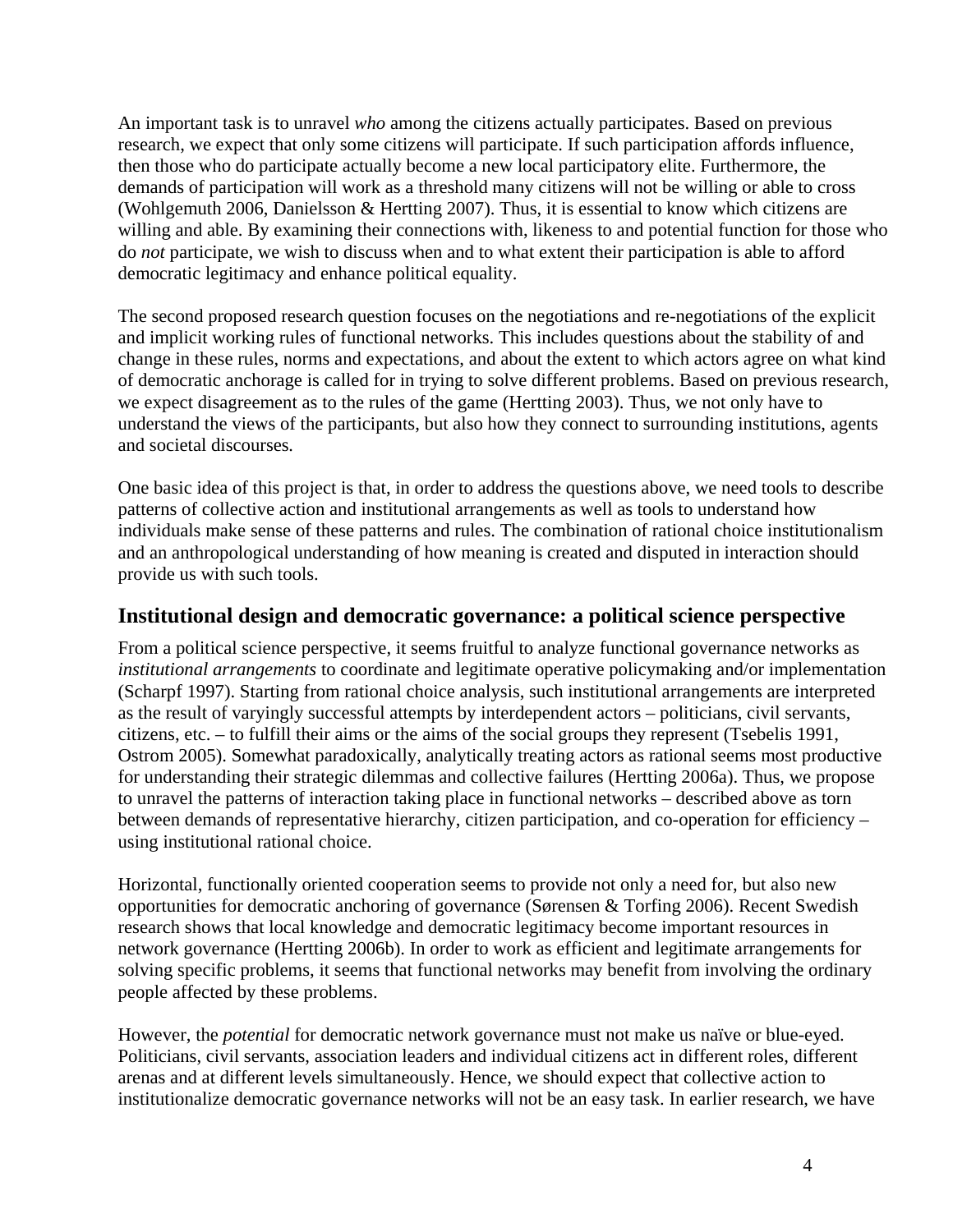An important task is to unravel *who* among the citizens actually participates. Based on previous research, we expect that only some citizens will participate. If such participation affords influence, then those who do participate actually become a new local participatory elite. Furthermore, the demands of participation will work as a threshold many citizens will not be willing or able to cross (Wohlgemuth 2006, Danielsson & Hertting 2007). Thus, it is essential to know which citizens are willing and able. By examining their connections with, likeness to and potential function for those who do *not* participate, we wish to discuss when and to what extent their participation is able to afford democratic legitimacy and enhance political equality.

The second proposed research question focuses on the negotiations and re-negotiations of the explicit and implicit working rules of functional networks. This includes questions about the stability of and change in these rules, norms and expectations, and about the extent to which actors agree on what kind of democratic anchorage is called for in trying to solve different problems. Based on previous research, we expect disagreement as to the rules of the game (Hertting 2003). Thus, we not only have to understand the views of the participants, but also how they connect to surrounding institutions, agents and societal discourses.

One basic idea of this project is that, in order to address the questions above, we need tools to describe patterns of collective action and institutional arrangements as well as tools to understand how individuals make sense of these patterns and rules. The combination of rational choice institutionalism and an anthropological understanding of how meaning is created and disputed in interaction should provide us with such tools.

## Institutional design and democratic governance: a political science perspective

From a political science perspective, it seems fruitful to analyze functional governance networks as *institutional arrangements* to coordinate and legitimate operative policymaking and/or implementation (Scharpf 1997). Starting from rational choice analysis, such institutional arrangements are interpreted as the result of varyingly successful attempts by interdependent actors – politicians, civil servants, citizens, etc. – to fulfill their aims or the aims of the social groups they represent (Tsebelis 1991, Ostrom 2005). Somewhat paradoxically, analytically treating actors as rational seems most productive for understanding their strategic dilemmas and collective failures (Hertting 2006a). Thus, we propose to unravel the patterns of interaction taking place in functional networks – described above as torn between demands of representative hierarchy, citizen participation, and co-operation for efficiency – using institutional rational choice.

Horizontal, functionally oriented cooperation seems to provide not only a need for, but also new opportunities for democratic anchoring of governance (Sørensen & Torfing 2006). Recent Swedish research shows that local knowledge and democratic legitimacy become important resources in network governance (Hertting 2006b). In order to work as efficient and legitimate arrangements for solving specific problems, it seems that functional networks may benefit from involving the ordinary people affected by these problems.

However, the *potential* for democratic network governance must not make us naïve or blue-eyed. Politicians, civil servants, association leaders and individual citizens act in different roles, different arenas and at different levels simultaneously. Hence, we should expect that collective action to institutionalize democratic governance networks will not be an easy task. In earlier research, we have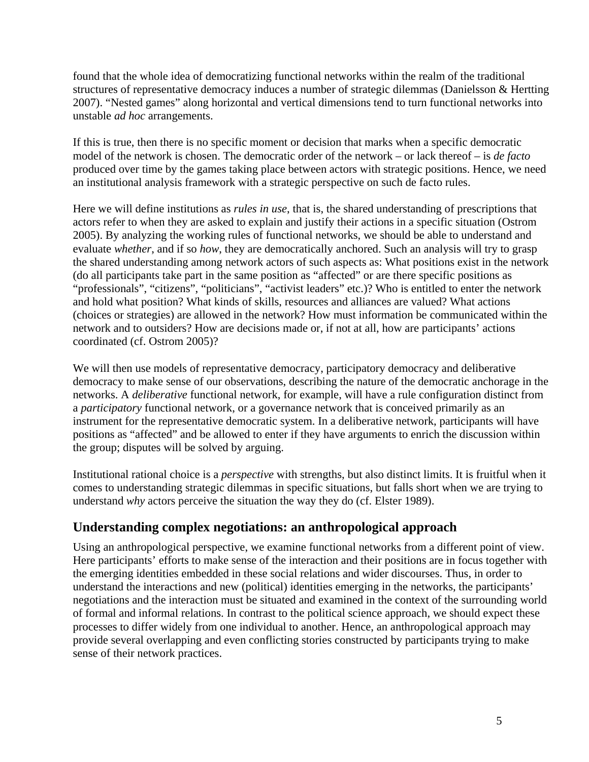found that the whole idea of democratizing functional networks within the realm of the traditional structures of representative democracy induces a number of strategic dilemmas (Danielsson & Hertting 2007). "Nested games" along horizontal and vertical dimensions tend to turn functional networks into unstable *ad hoc* arrangements.

If this is true, then there is no specific moment or decision that marks when a specific democratic model of the network is chosen. The democratic order of the network – or lack thereof – is *de facto* produced over time by the games taking place between actors with strategic positions. Hence, we need an institutional analysis framework with a strategic perspective on such de facto rules.

Here we will define institutions as *rules in use*, that is, the shared understanding of prescriptions that actors refer to when they are asked to explain and justify their actions in a specific situation (Ostrom 2005). By analyzing the working rules of functional networks, we should be able to understand and evaluate *whether*, and if so *how*, they are democratically anchored. Such an analysis will try to grasp the shared understanding among network actors of such aspects as: What positions exist in the network (do all participants take part in the same position as "affected" or are there specific positions as "professionals", "citizens", "politicians", "activist leaders" etc.)? Who is entitled to enter the network and hold what position? What kinds of skills, resources and alliances are valued? What actions (choices or strategies) are allowed in the network? How must information be communicated within the network and to outsiders? How are decisions made or, if not at all, how are participants' actions coordinated (cf. Ostrom 2005)?

We will then use models of representative democracy, participatory democracy and deliberative democracy to make sense of our observations, describing the nature of the democratic anchorage in the networks. A *deliberative* functional network, for example, will have a rule configuration distinct from a *participatory* functional network, or a governance network that is conceived primarily as an instrument for the representative democratic system. In a deliberative network, participants will have positions as "affected" and be allowed to enter if they have arguments to enrich the discussion within the group; disputes will be solved by arguing.

Institutional rational choice is a *perspective* with strengths, but also distinct limits. It is fruitful when it comes to understanding strategic dilemmas in specific situations, but falls short when we are trying to understand *why* actors perceive the situation the way they do (cf. Elster 1989).

## Understanding complex negotiations: an anthropological approach

Using an anthropological perspective, we examine functional networks from a different point of view. Here participants' efforts to make sense of the interaction and their positions are in focus together with the emerging identities embedded in these social relations and wider discourses. Thus, in order to understand the interactions and new (political) identities emerging in the networks, the participants' negotiations and the interaction must be situated and examined in the context of the surrounding world of formal and informal relations. In contrast to the political science approach, we should expect these processes to differ widely from one individual to another. Hence, an anthropological approach may provide several overlapping and even conflicting stories constructed by participants trying to make sense of their network practices.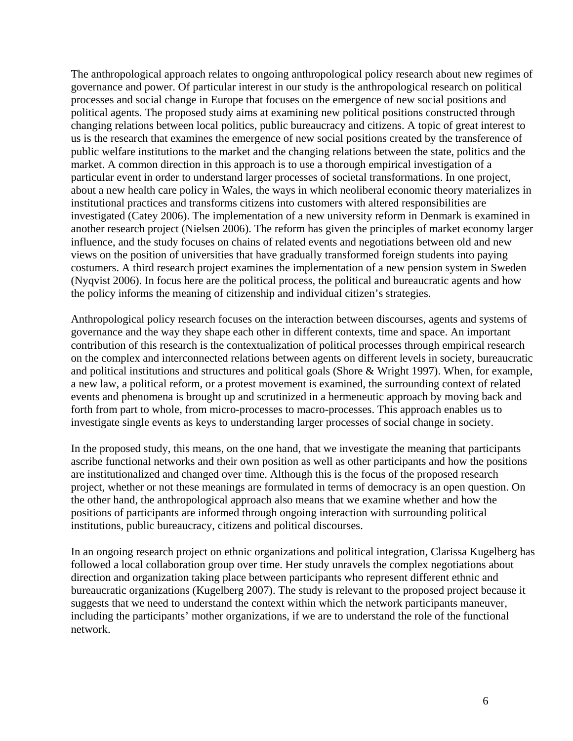The anthropological approach relates to ongoing anthropological policy research about new regimes of governance and power. Of particular interest in our study is the anthropological research on political processes and social change in Europe that focuses on the emergence of new social positions and political agents. The proposed study aims at examining new political positions constructed through changing relations between local politics, public bureaucracy and citizens. A topic of great interest to us is the research that examines the emergence of new social positions created by the transference of public welfare institutions to the market and the changing relations between the state, politics and the market. A common direction in this approach is to use a thorough empirical investigation of a particular event in order to understand larger processes of societal transformations. In one project, about a new health care policy in Wales, the ways in which neoliberal economic theory materializes in institutional practices and transforms citizens into customers with altered responsibilities are investigated (Catey 2006). The implementation of a new university reform in Denmark is examined in another research project (Nielsen 2006). The reform has given the principles of market economy larger influence, and the study focuses on chains of related events and negotiations between old and new views on the position of universities that have gradually transformed foreign students into paying costumers. A third research project examines the implementation of a new pension system in Sweden (Nyqvist 2006). In focus here are the political process, the political and bureaucratic agents and how the policy informs the meaning of citizenship and individual citizen's strategies.

Anthropological policy research focuses on the interaction between discourses, agents and systems of governance and the way they shape each other in different contexts, time and space. An important contribution of this research is the contextualization of political processes through empirical research on the complex and interconnected relations between agents on different levels in society, bureaucratic and political institutions and structures and political goals (Shore & Wright 1997). When, for example, a new law, a political reform, or a protest movement is examined, the surrounding context of related events and phenomena is brought up and scrutinized in a hermeneutic approach by moving back and forth from part to whole, from micro-processes to macro-processes. This approach enables us to investigate single events as keys to understanding larger processes of social change in society.

In the proposed study, this means, on the one hand, that we investigate the meaning that participants ascribe functional networks and their own position as well as other participants and how the positions are institutionalized and changed over time. Although this is the focus of the proposed research project, whether or not these meanings are formulated in terms of democracy is an open question. On the other hand, the anthropological approach also means that we examine whether and how the positions of participants are informed through ongoing interaction with surrounding political institutions, public bureaucracy, citizens and political discourses.

In an ongoing research project on ethnic organizations and political integration, Clarissa Kugelberg has followed a local collaboration group over time. Her study unravels the complex negotiations about direction and organization taking place between participants who represent different ethnic and bureaucratic organizations (Kugelberg 2007). The study is relevant to the proposed project because it suggests that we need to understand the context within which the network participants maneuver, including the participants' mother organizations, if we are to understand the role of the functional network.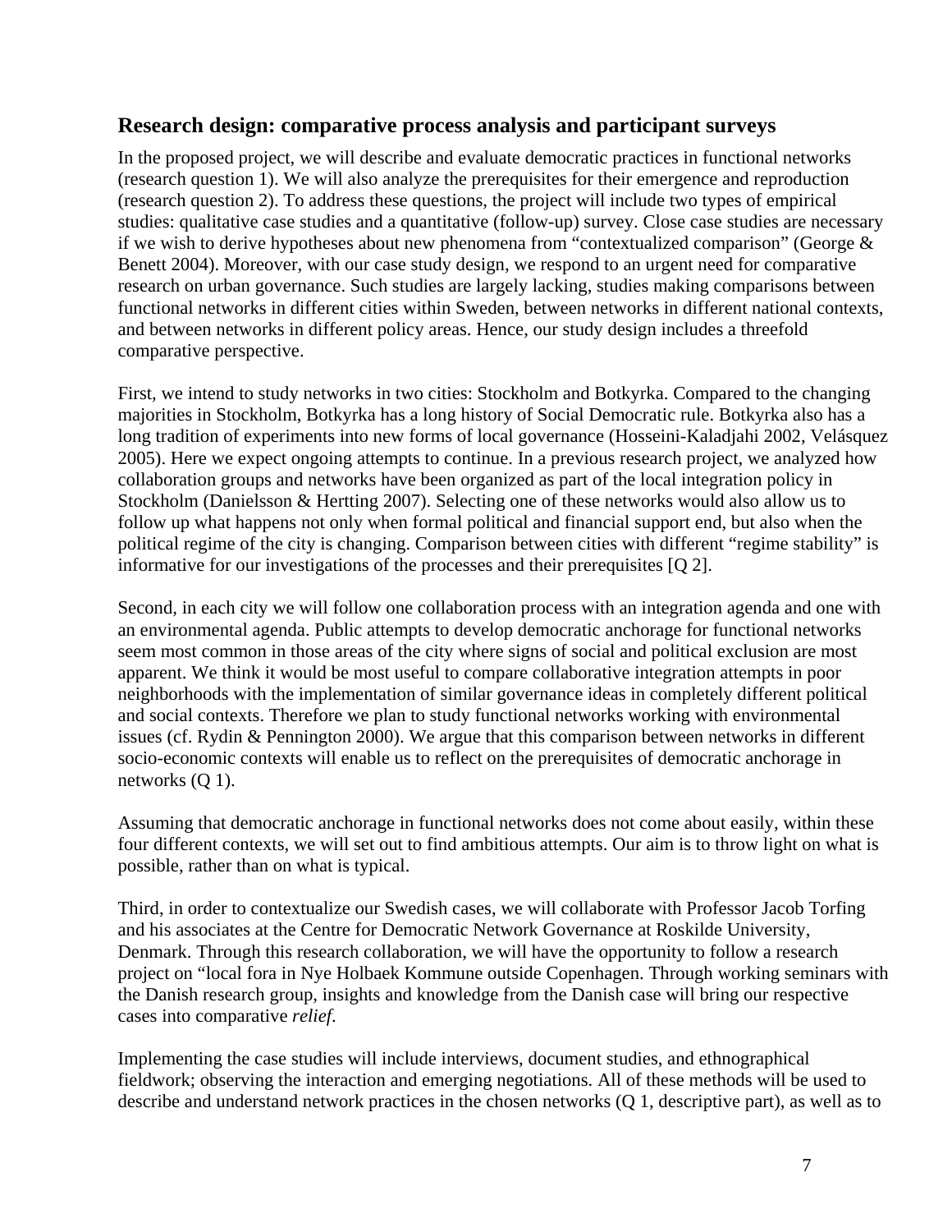## Research design: comparative process analysis and participant surveys

In the proposed project, we will describe and evaluate democratic practices in functional networks (research question 1). We will also analyze the prerequisites for their emergence and reproduction (research question 2). To address these questions, the project will include two types of empirical studies: qualitative case studies and a quantitative (follow-up) survey. Close case studies are necessary if we wish to derive hypotheses about new phenomena from "contextualized comparison" (George & Benett 2004). Moreover, with our case study design, we respond to an urgent need for comparative research on urban governance. Such studies are largely lacking, studies making comparisons between functional networks in different cities within Sweden, between networks in different national contexts, and between networks in different policy areas. Hence, our study design includes a threefold comparative perspective.

First, we intend to study networks in two cities: Stockholm and Botkyrka. Compared to the changing majorities in Stockholm, Botkyrka has a long history of Social Democratic rule. Botkyrka also has a long tradition of experiments into new forms of local governance (Hosseini-Kaladjahi 2002, Velásquez 2005). Here we expect ongoing attempts to continue. In a previous research project, we analyzed how collaboration groups and networks have been organized as part of the local integration policy in Stockholm (Danielsson & Hertting 2007). Selecting one of these networks would also allow us to follow up what happens not only when formal political and financial support end, but also when the political regime of the city is changing. Comparison between cities with different "regime stability" is informative for our investigations of the processes and their prerequisites [Q 2].

Second, in each city we will follow one collaboration process with an integration agenda and one with an environmental agenda. Public attempts to develop democratic anchorage for functional networks seem most common in those areas of the city where signs of social and political exclusion are most apparent. We think it would be most useful to compare collaborative integration attempts in poor neighborhoods with the implementation of similar governance ideas in completely different political and social contexts. Therefore we plan to study functional networks working with environmental issues (cf. Rydin & Pennington 2000). We argue that this comparison between networks in different socio-economic contexts will enable us to reflect on the prerequisites of democratic anchorage in networks (Q 1).

Assuming that democratic anchorage in functional networks does not come about easily, within these four different contexts, we will set out to find ambitious attempts. Our aim is to throw light on what is possible, rather than on what is typical.

Third, in order to contextualize our Swedish cases, we will collaborate with Professor Jacob Torfing and his associates at the Centre for Democratic Network Governance at Roskilde University, Denmark. Through this research collaboration, we will have the opportunity to follow a research project on "local fora in Nye Holbaek Kommune outside Copenhagen. Through working seminars with the Danish research group, insights and knowledge from the Danish case will bring our respective cases into comparative *relief*.

Implementing the case studies will include interviews, document studies, and ethnographical fieldwork; observing the interaction and emerging negotiations. All of these methods will be used to describe and understand network practices in the chosen networks (Q 1, descriptive part), as well as to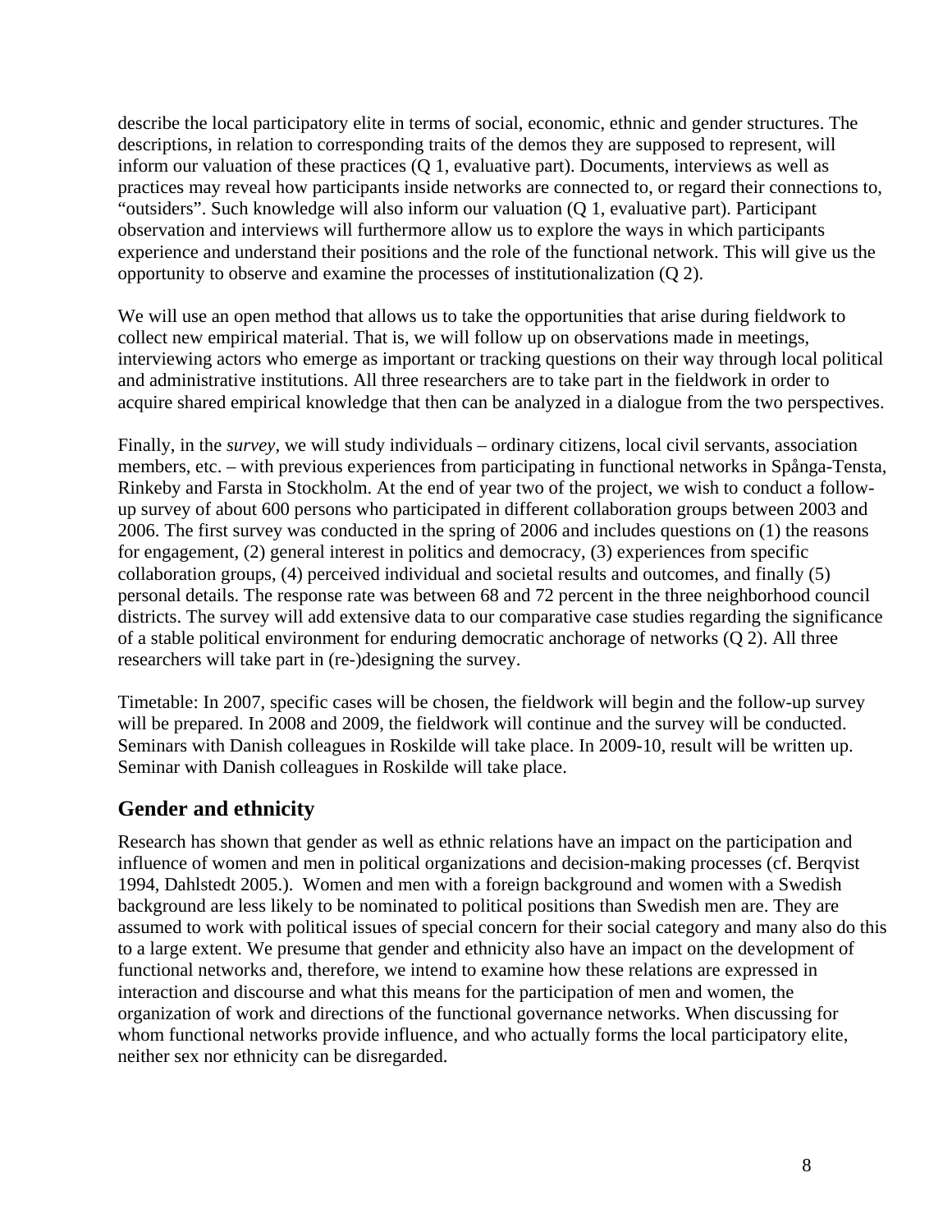describe the local participatory elite in terms of social, economic, ethnic and gender structures. The descriptions, in relation to corresponding traits of the demos they are supposed to represent, will inform our valuation of these practices (Q 1, evaluative part). Documents, interviews as well as practices may reveal how participants inside networks are connected to, or regard their connections to, "outsiders". Such knowledge will also inform our valuation (Q 1, evaluative part). Participant observation and interviews will furthermore allow us to explore the ways in which participants experience and understand their positions and the role of the functional network. This will give us the opportunity to observe and examine the processes of institutionalization (Q 2).

We will use an open method that allows us to take the opportunities that arise during fieldwork to collect new empirical material. That is, we will follow up on observations made in meetings, interviewing actors who emerge as important or tracking questions on their way through local political and administrative institutions. All three researchers are to take part in the fieldwork in order to acquire shared empirical knowledge that then can be analyzed in a dialogue from the two perspectives.

Finally, in the *survey*, we will study individuals – ordinary citizens, local civil servants, association members, etc. – with previous experiences from participating in functional networks in Spånga-Tensta, Rinkeby and Farsta in Stockholm. At the end of year two of the project, we wish to conduct a follow-up survey of about 600 persons who participated in different collaboration groups between 2003 and 2006. The first survey was conducted in the spring of 2006 and includes questions on (1) the reasons for engagement, (2) general interest in politics and democracy, (3) experiences from specific collaboration groups, (4) perceived individual and societal results and outcomes, and finally (5) personal details. The response rate was between 68 and 72 percent in the three neighborhood council districts. The survey will add extensive data to our comparative case studies regarding the significance of a stable political environment for enduring democratic anchorage of networks (Q 2). All three researchers will take part in (re-)designing the survey.

Timetable: In 2007, specific cases will be chosen, the fieldwork will begin and the follow-up survey will be prepared. In 2008 and 2009, the fieldwork will continue and the survey will be conducted. Seminars with Danish colleagues in Roskilde will take place. In 2009-10, result will be written up. Seminar with Danish colleagues in Roskilde will take place.

## Gender and ethnicity

Research has shown that gender as well as ethnic relations have an impact on the participation and influence of women and men in political organizations and decision-making processes (cf. Berqvist 1994, Dahlstedt 2005.). Women and men with a foreign background and women with a Swedish background are less likely to be nominated to political positions than Swedish men are. They are assumed to work with political issues of special concern for their social category and many also do this to a large extent. We presume that gender and ethnicity also have an impact on the development of functional networks and, therefore, we intend to examine how these relations are expressed in interaction and discourse and what this means for the participation of men and women, the organization of work and directions of the functional governance networks. When discussing for whom functional networks provide influence, and who actually forms the local participatory elite, neither sex nor ethnicity can be disregarded.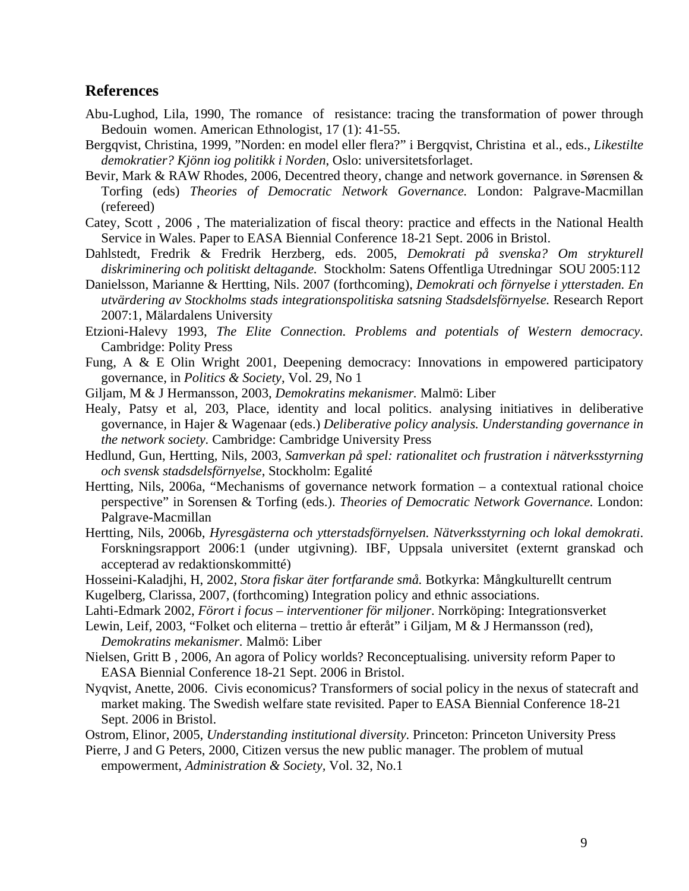## References

Abu-Lughod, Lila, 1990, The romance of resistance: tracing the transformation of power through Bedouin women. American Ethnologist, 17 (1): 41-55.

Bergqvist, Christina, 1999, "Norden: en model eller flera?" i Bergqvist, Christina et al., eds., *Likestilte demokratier? Kjönn iog politikk i Norden*, Oslo: universitetsforlaget.

Bevir, Mark & RAW Rhodes, 2006, Decentred theory, change and network governance. in Sørensen & Torfing (eds) *Theories of Democratic Network Governance.* London: Palgrave-Macmillan (refereed)

Catey, Scott , 2006 , The materialization of fiscal theory: practice and effects in the National Health Service in Wales. Paper to EASA Biennial Conference 18-21 Sept. 2006 in Bristol.

Dahlstedt, Fredrik & Fredrik Herzberg, eds. 2005, *Demokrati på svenska? Om strykturell diskriminering och politiskt deltagande.* Stockholm: Satens Offentliga Utredningar SOU 2005:112

Danielsson, Marianne & Hertting, Nils. 2007 (forthcoming), *Demokrati och förnyelse i ytterstaden. En utvärdering av Stockholms stads integrationspolitiska satsning Stadsdelsförnyelse.* Research Report 2007:1, Mälardalens University

Etzioni-Halevy 1993, *The Elite Connection. Problems and potentials of Western democracy.* Cambridge: Polity Press

Fung, A & E Olin Wright 2001, Deepening democracy: Innovations in empowered participatory governance, in *Politics & Society*, Vol. 29, No 1

Giljam, M & J Hermansson, 2003, *Demokratins mekanismer.* Malmö: Liber

Healy, Patsy et al, 203, Place, identity and local politics. analysing initiatives in deliberative governance, in Hajer & Wagenaar (eds.) *Deliberative policy analysis. Understanding governance in the network society.* Cambridge: Cambridge University Press

Hedlund, Gun, Hertting, Nils, 2003, *Samverkan på spel: rationalitet och frustration i nätverksstyrning och svensk stadsdelsförnyelse*, Stockholm: Egalité

Hertting, Nils, 2006a, "Mechanisms of governance network formation – a contextual rational choice perspective" in Sorensen & Torfing (eds.). *Theories of Democratic Network Governance.* London: Palgrave-Macmillan

Hertting, Nils, 2006b, *Hyresgästerna och ytterstadsförnyelsen. Nätverksstyrning och lokal demokrati*. Forskningsrapport 2006:1 (under utgivning). IBF, Uppsala universitet (externt granskad och accepterad av redaktionskommitté)

Hosseini-Kaladjhi, H, 2002, *Stora fiskar äter fortfarande små.* Botkyrka: Mångkulturellt centrum

Kugelberg, Clarissa, 2007, (forthcoming) Integration policy and ethnic associations.

Lahti-Edmark 2002, *Förort i focus – interventioner för miljoner*. Norrköping: Integrationsverket

Lewin, Leif, 2003, "Folket och eliterna – trettio år efteråt" i Giljam, M & J Hermansson (red), *Demokratins mekanismer.* Malmö: Liber

Nielsen, Gritt B , 2006, An agora of Policy worlds? Reconceptualising. university reform Paper to EASA Biennial Conference 18-21 Sept. 2006 in Bristol.

Nyqvist, Anette, 2006. Civis economicus? Transformers of social policy in the nexus of statecraft and market making. The Swedish welfare state revisited. Paper to EASA Biennial Conference 18-21 Sept. 2006 in Bristol.

Ostrom, Elinor, 2005, *Understanding institutional diversity.* Princeton: Princeton University Press

Pierre, J and G Peters, 2000, Citizen versus the new public manager. The problem of mutual empowerment, *Administration & Society*, Vol. 32, No.1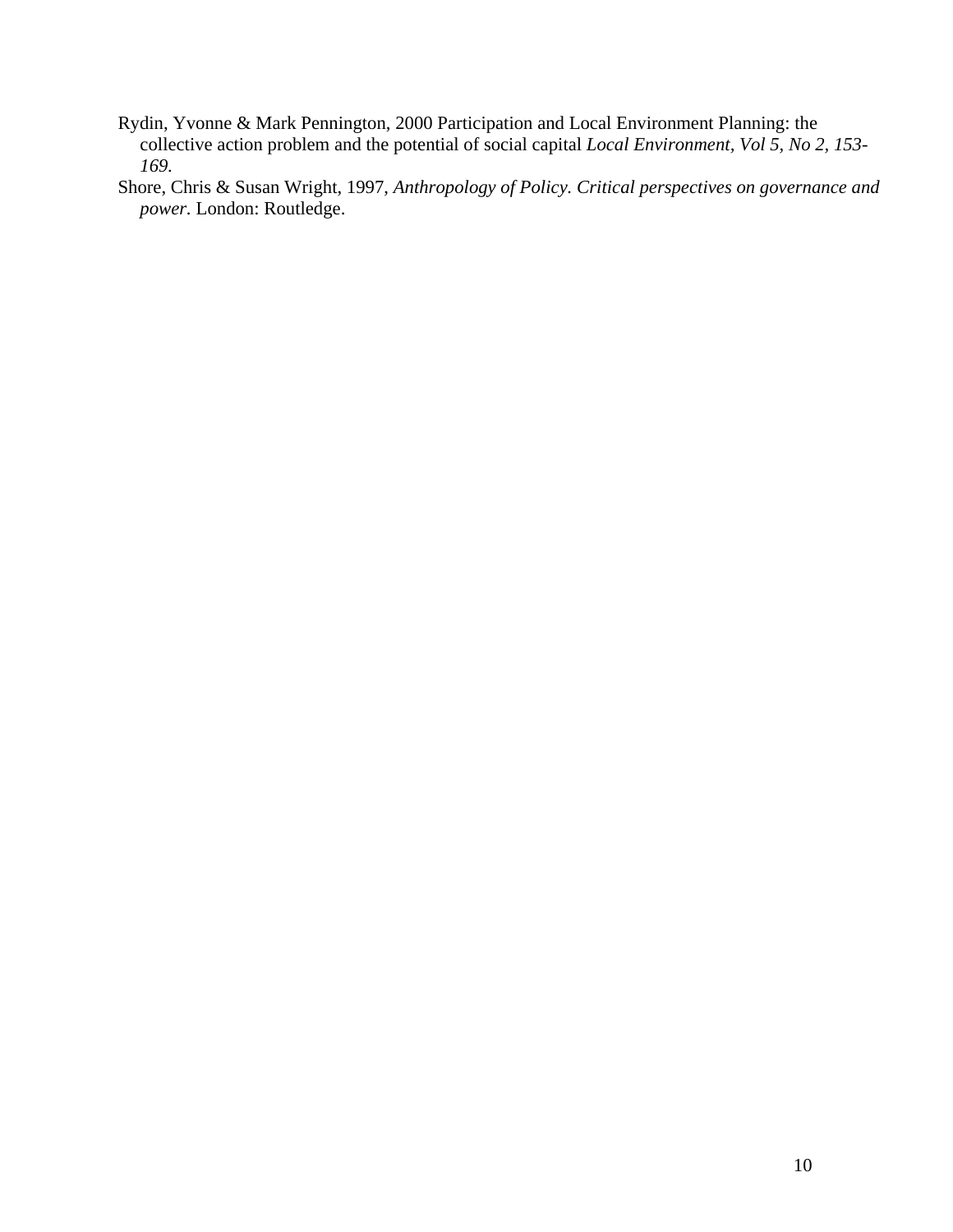Rydin, Yvonne & Mark Pennington, 2000 Participation and Local Environment Planning: the collective action problem and the potential of social capital *Local Environment, Vol 5, No 2, 153-169.*

Shore, Chris & Susan Wright, 1997, *Anthropology of Policy. Critical perspectives on governance and power.* London: Routledge.